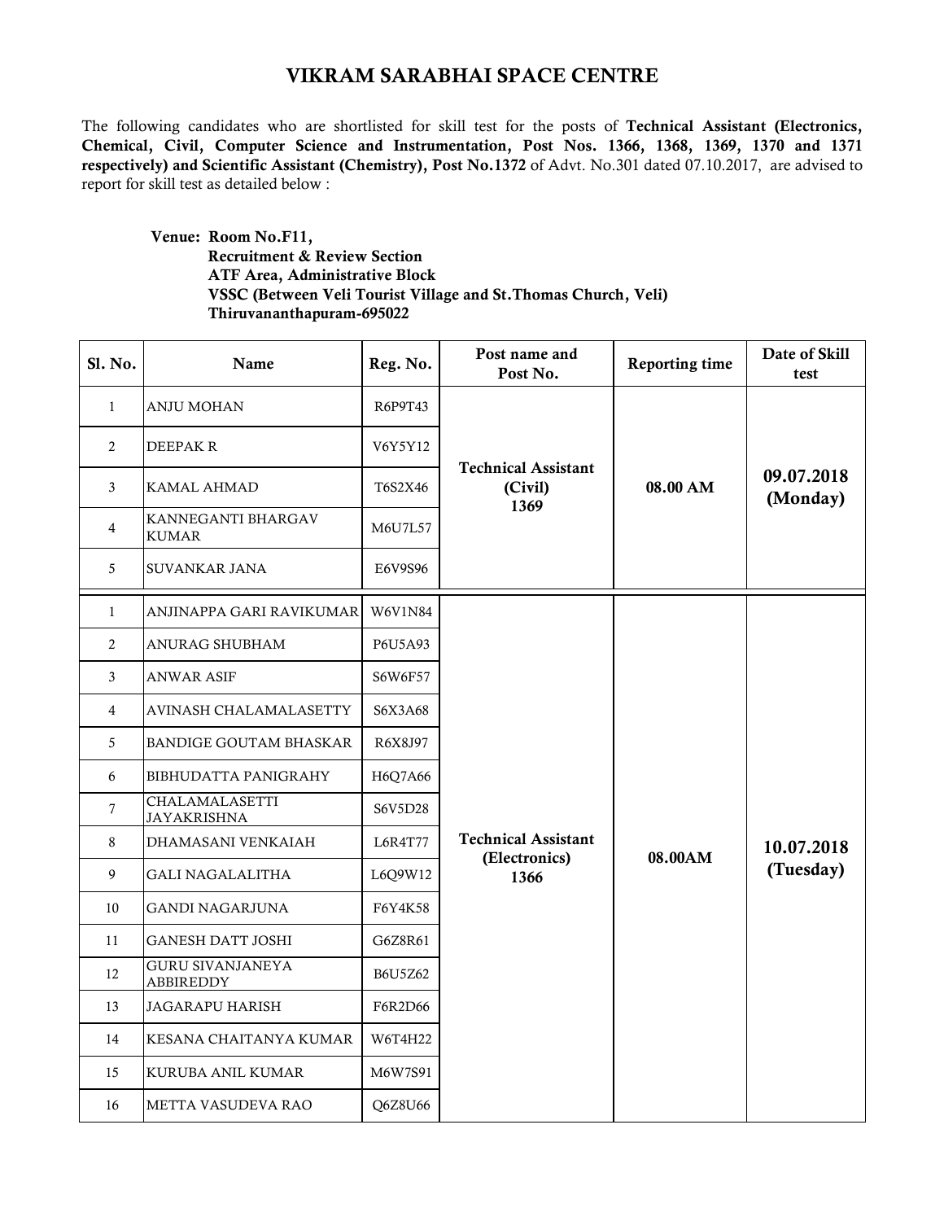# VIKRAM SARABHAI SPACE CENTRE

The following candidates who are shortlisted for skill test for the posts of **Technical Assistant (Electronics, Chemical, Civil, Computer Science and Instrumentation, Post Nos. 1366, 1368, 1369, 1370 and 1371 respectively) and Scientific Assistant (Chemistry), Post No.1372** of Advt. No.301 dated 07.10.2017, are advised to report for skill test as detailed below :

**Venue: Room No.F11,**
**Recruitment & Review Section**
**ATF Area, Administrative Block**
**VSSC (Between Veli Tourist Village and St.Thomas Church, Veli)**
**Thiruvananthapuram-695022**

| Sl. No. | Name | Reg. No. | Post name and Post No. | Reporting time | Date of Skill test |
|---|---|---|---|---|---|
| 1 | ANJU MOHAN | R6P9T43 | **Technical Assistant (Civil) 1369** | **08.00 AM** | **09.07.2018 (Monday)** |
| 2 | DEEPAK R | V6Y5Y12 | | | |
| 3 | KAMAL AHMAD | T6S2X46 | | | |
| 4 | KANNEGANTI BHARGAV KUMAR | M6U7L57 | | | |
| 5 | SUVANKAR JANA | E6V9S96 | | | |
| 1 | ANJINAPPA GARI RAVIKUMAR | W6V1N84 | **Technical Assistant (Electronics) 1366** | **08.00AM** | **10.07.2018 (Tuesday)** |
| 2 | ANURAG SHUBHAM | P6U5A93 | | | |
| 3 | ANWAR ASIF | S6W6F57 | | | |
| 4 | AVINASH CHALAMALASETTY | S6X3A68 | | | |
| 5 | BANDIGE GOUTAM BHASKAR | R6X8J97 | | | |
| 6 | BIBHUDATTA PANIGRAHY | H6Q7A66 | | | |
| 7 | CHALAMALASETTI JAYAKRISHNA | S6V5D28 | | | |
| 8 | DHAMASANI VENKAIAH | L6R4T77 | | | |
| 9 | GALI NAGALALITHA | L6Q9W12 | | | |
| 10 | GANDI NAGARJUNA | F6Y4K58 | | | |
| 11 | GANESH DATT JOSHI | G6Z8R61 | | | |
| 12 | GURU SIVANJANEYA ABBIREDDY | B6U5Z62 | | | |
| 13 | JAGARAPU HARISH | F6R2D66 | | | |
| 14 | KESANA CHAITANYA KUMAR | W6T4H22 | | | |
| 15 | KURUBA ANIL KUMAR | M6W7S91 | | | |
| 16 | METTA VASUDEVA RAO | Q6Z8U66 | | | |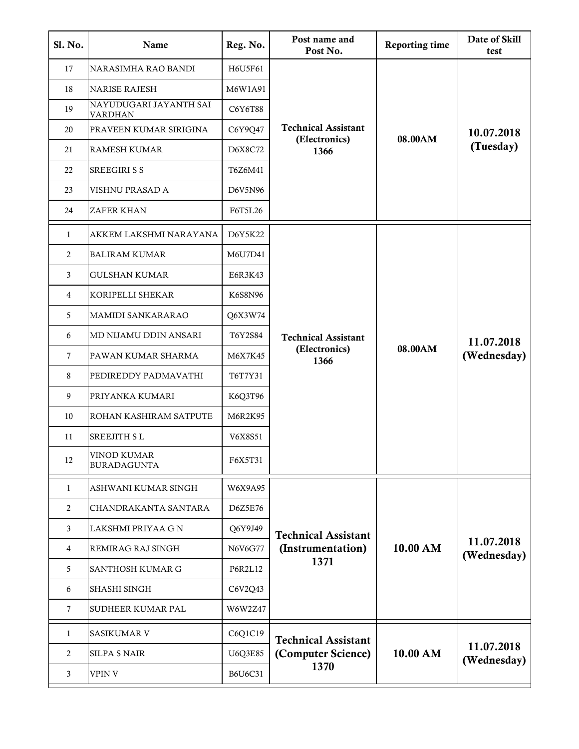| Sl. No. | Name | Reg. No. | Post name and Post No. | Reporting time | Date of Skill test |
|---|---|---|---|---|---|
| 17 | NARASIMHA RAO BANDI | H6U5F61 | **Technical Assistant (Electronics) 1366** | **08.00AM** | **10.07.2018 (Tuesday)** |
| 18 | NARISE RAJESH | M6W1A91 | | | |
| 19 | NAYUDUGARI JAYANTH SAI VARDHAN | C6Y6T88 | | | |
| 20 | PRAVEEN KUMAR SIRIGINA | C6Y9Q47 | | | |
| 21 | RAMESH KUMAR | D6X8C72 | | | |
| 22 | SREEGIRI S S | T6Z6M41 | | | |
| 23 | VISHNU PRASAD A | D6V5N96 | | | |
| 24 | ZAFER KHAN | F6T5L26 | | | |
| 1 | AKKEM LAKSHMI NARAYANA | D6Y5K22 | **Technical Assistant (Electronics) 1366** | **08.00AM** | **11.07.2018 (Wednesday)** |
| 2 | BALIRAM KUMAR | M6U7D41 | | | |
| 3 | GULSHAN KUMAR | E6R3K43 | | | |
| 4 | KORIPELLI SHEKAR | K6S8N96 | | | |
| 5 | MAMIDI SANKARARAO | Q6X3W74 | | | |
| 6 | MD NIJAMU DDIN ANSARI | T6Y2S84 | | | |
| 7 | PAWAN KUMAR SHARMA | M6X7K45 | | | |
| 8 | PEDIREDDY PADMAVATHI | T6T7Y31 | | | |
| 9 | PRIYANKA KUMARI | K6Q3T96 | | | |
| 10 | ROHAN KASHIRAM SATPUTE | M6R2K95 | | | |
| 11 | SREEJITH S L | V6X8S51 | | | |
| 12 | VINOD KUMAR BURADAGUNTA | F6X5T31 | | | |
| 1 | ASHWANI KUMAR SINGH | W6X9A95 | **Technical Assistant (Instrumentation) 1371** | **10.00 AM** | **11.07.2018 (Wednesday)** |
| 2 | CHANDRAKANTA SANTARA | D6Z5E76 | | | |
| 3 | LAKSHMI PRIYAA G N | Q6Y9J49 | | | |
| 4 | REMIRAG RAJ SINGH | N6V6G77 | | | |
| 5 | SANTHOSH KUMAR G | P6R2L12 | | | |
| 6 | SHASHI SINGH | C6V2Q43 | | | |
| 7 | SUDHEER KUMAR PAL | W6W2Z47 | | | |
| 1 | SASIKUMAR V | C6Q1C19 | **Technical Assistant (Computer Science) 1370** | **10.00 AM** | **11.07.2018 (Wednesday)** |
| 2 | SILPA S NAIR | U6Q3E85 | | | |
| 3 | VPIN V | B6U6C31 | | | |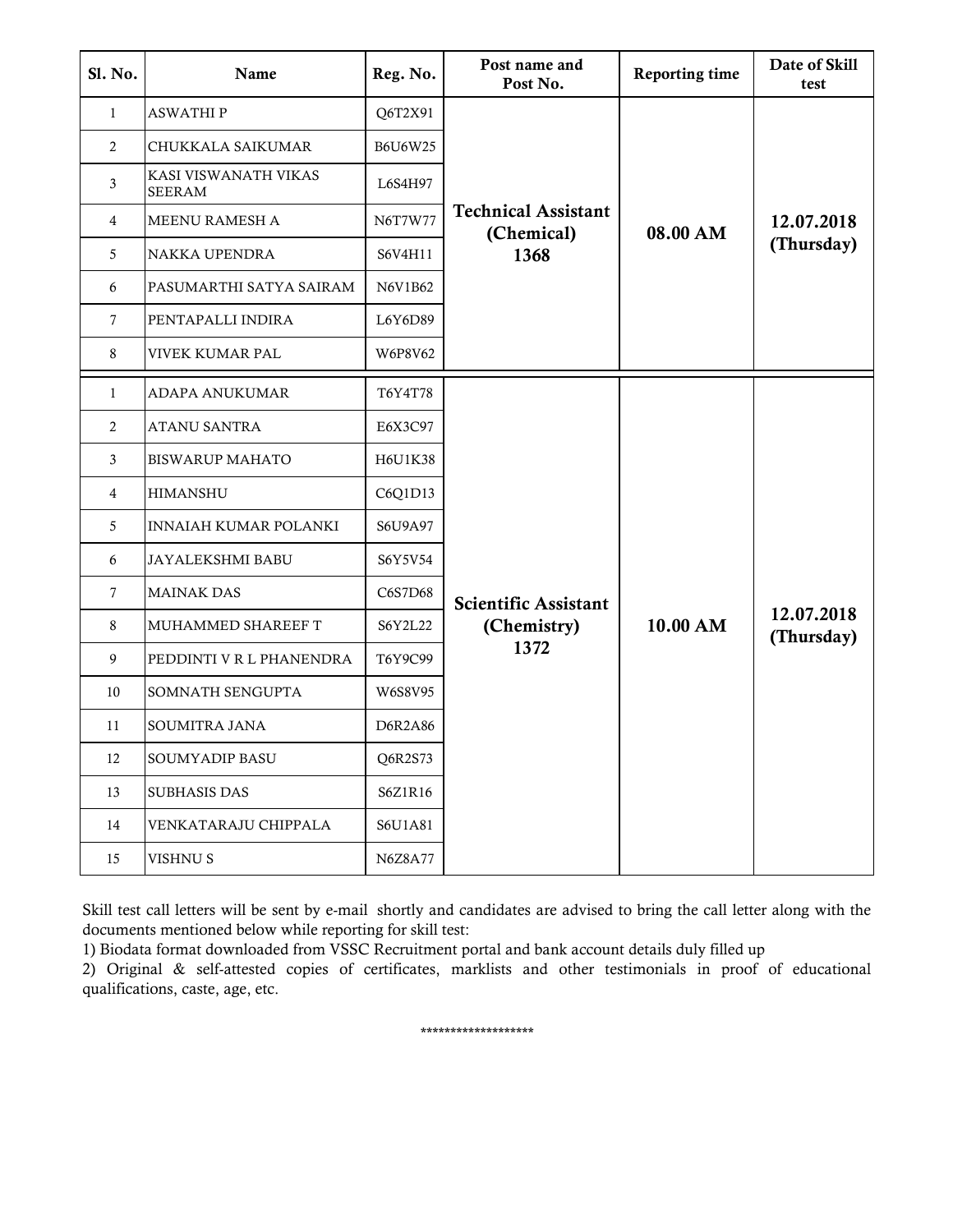| Sl. No. | Name | Reg. No. | Post name and Post No. | Reporting time | Date of Skill test |
|---|---|---|---|---|---|
| 1 | ASWATHI P | Q6T2X91 | **Technical Assistant (Chemical) 1368** | **08.00 AM** | **12.07.2018 (Thursday)** |
| 2 | CHUKKALA SAIKUMAR | B6U6W25 | | | |
| 3 | KASI VISWANATH VIKAS SEERAM | L6S4H97 | | | |
| 4 | MEENU RAMESH A | N6T7W77 | | | |
| 5 | NAKKA UPENDRA | S6V4H11 | | | |
| 6 | PASUMARTHI SATYA SAIRAM | N6V1B62 | | | |
| 7 | PENTAPALLI INDIRA | L6Y6D89 | | | |
| 8 | VIVEK KUMAR PAL | W6P8V62 | | | |
| 1 | ADAPA ANUKUMAR | T6Y4T78 | **Scientific Assistant (Chemistry) 1372** | **10.00 AM** | **12.07.2018 (Thursday)** |
| 2 | ATANU SANTRA | E6X3C97 | | | |
| 3 | BISWARUP MAHATO | H6U1K38 | | | |
| 4 | HIMANSHU | C6Q1D13 | | | |
| 5 | INNAIAH KUMAR POLANKI | S6U9A97 | | | |
| 6 | JAYALEKSHMI BABU | S6Y5V54 | | | |
| 7 | MAINAK DAS | C6S7D68 | | | |
| 8 | MUHAMMED SHAREEF T | S6Y2L22 | | | |
| 9 | PEDDINTI V R L PHANENDRA | T6Y9C99 | | | |
| 10 | SOMNATH SENGUPTA | W6S8V95 | | | |
| 11 | SOUMITRA JANA | D6R2A86 | | | |
| 12 | SOUMYADIP BASU | Q6R2S73 | | | |
| 13 | SUBHASIS DAS | S6Z1R16 | | | |
| 14 | VENKATARAJU CHIPPALA | S6U1A81 | | | |
| 15 | VISHNU S | N6Z8A77 | | | |

Skill test call letters will be sent by e-mail shortly and candidates are advised to bring the call letter along with the documents mentioned below while reporting for skill test:

1) Biodata format downloaded from VSSC Recruitment portal and bank account details duly filled up

2) Original & self-attested copies of certificates, marklists and other testimonials in proof of educational qualifications, caste, age, etc.

*******************